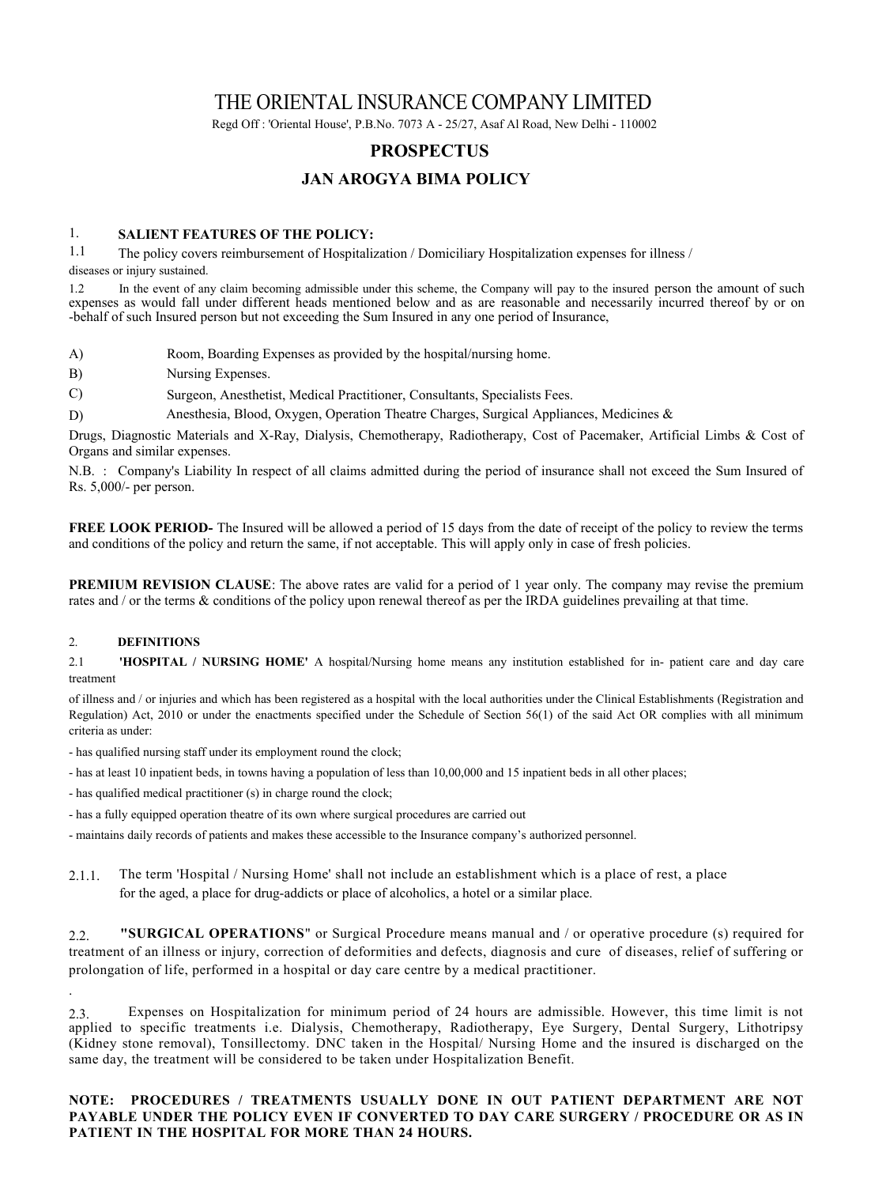# THE ORIENTAL INSURANCE COMPANY LIMITED

Regd Off : 'Oriental House', P.B.No. 7073 A - 25/27, Asaf Al Road, New Delhi - 110002

## PROSPECTUS

## JAN AROGYA BIMA POLICY

1. **SALIENT FEATURES OF THE POLICY:**

1.1 The policy covers reimbursement of Hospitalization / Domiciliary Hospitalization expenses for illness / diseases or injury sustained.

1.2 In the event of any claim becoming admissible under this scheme, the Company will pay to the insured person the amount of such expenses as would fall under different heads mentioned below and as are reasonable and necessarily incurred thereof by or on -behalf of such Insured person but not exceeding the Sum Insured in any one period of Insurance,

A) Room, Boarding Expenses as provided by the hospital/nursing home.

B) Nursing Expenses.

C) Surgeon, Anesthetist, Medical Practitioner, Consultants, Specialists Fees.

D) Anesthesia, Blood, Oxygen, Operation Theatre Charges, Surgical Appliances, Medicines & Drugs, Diagnostic Materials and X-Ray, Dialysis, Chemotherapy, Radiotherapy, Cost of Pacemaker, Artificial Limbs & Cost of Organs and similar expenses.

N.B. : Company's Liability In respect of all claims admitted during the period of insurance shall not exceed the Sum Insured of Rs. 5,000/- per person.

**FREE LOOK PERIOD-** The Insured will be allowed a period of 15 days from the date of receipt of the policy to review the terms and conditions of the policy and return the same, if not acceptable. This will apply only in case of fresh policies.

**PREMIUM REVISION CLAUSE**: The above rates are valid for a period of 1 year only. The company may revise the premium rates and / or the terms & conditions of the policy upon renewal thereof as per the IRDA guidelines prevailing at that time.

2. **DEFINITIONS**

2.1 **'HOSPITAL / NURSING HOME'** A hospital/Nursing home means any institution established for in- patient care and day care treatment of illness and / or injuries and which has been registered as a hospital with the local authorities under the Clinical Establishments (Registration and Regulation) Act, 2010 or under the enactments specified under the Schedule of Section 56(1) of the said Act OR complies with all minimum criteria as under:

- has qualified nursing staff under its employment round the clock;
- has at least 10 inpatient beds, in towns having a population of less than 10,00,000 and 15 inpatient beds in all other places;
- has qualified medical practitioner (s) in charge round the clock;
- has a fully equipped operation theatre of its own where surgical procedures are carried out
- maintains daily records of patients and makes these accessible to the Insurance company's authorized personnel.

2.1.1. The term 'Hospital / Nursing Home' shall not include an establishment which is a place of rest, a place for the aged, a place for drug-addicts or place of alcoholics, a hotel or a similar place.

2.2. **"SURGICAL OPERATIONS**" or Surgical Procedure means manual and / or operative procedure (s) required for treatment of an illness or injury, correction of deformities and defects, diagnosis and cure of diseases, relief of suffering or prolongation of life, performed in a hospital or day care centre by a medical practitioner.

2.3. Expenses on Hospitalization for minimum period of 24 hours are admissible. However, this time limit is not applied to specific treatments i.e. Dialysis, Chemotherapy, Radiotherapy, Eye Surgery, Dental Surgery, Lithotripsy (Kidney stone removal), Tonsillectomy. DNC taken in the Hospital/ Nursing Home and the insured is discharged on the same day, the treatment will be considered to be taken under Hospitalization Benefit.

**NOTE: PROCEDURES / TREATMENTS USUALLY DONE IN OUT PATIENT DEPARTMENT ARE NOT PAYABLE UNDER THE POLICY EVEN IF CONVERTED TO DAY CARE SURGERY / PROCEDURE OR AS IN PATIENT IN THE HOSPITAL FOR MORE THAN 24 HOURS.**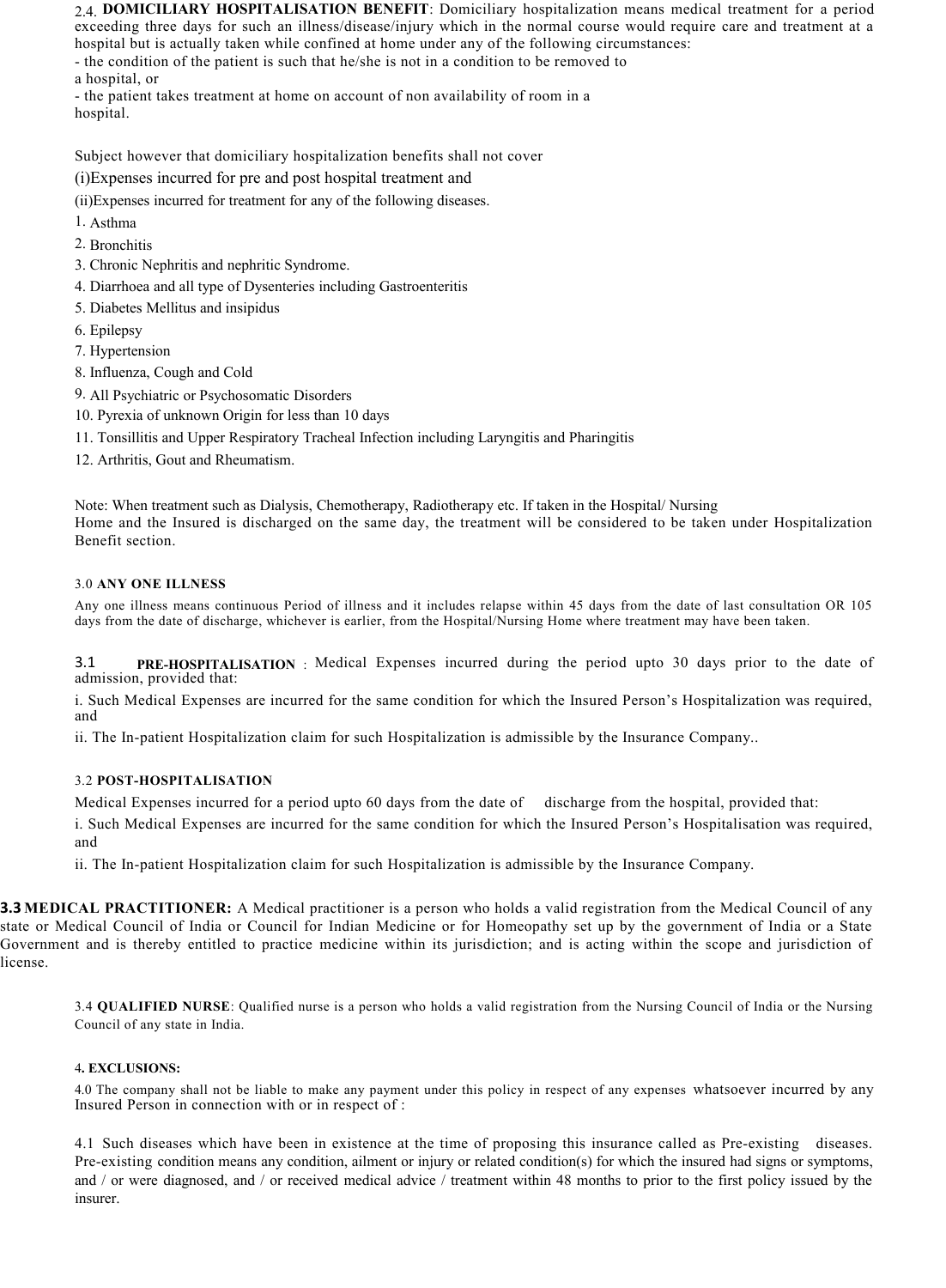2.4. **DOMICILIARY HOSPITALISATION BENEFIT**: Domiciliary hospitalization means medical treatment for a period exceeding three days for such an illness/disease/injury which in the normal course would require care and treatment at a hospital but is actually taken while confined at home under any of the following circumstances:

- the condition of the patient is such that he/she is not in a condition to be removed to a hospital, or
- the patient takes treatment at home on account of non availability of room in a hospital.

Subject however that domiciliary hospitalization benefits shall not cover

(i)Expenses incurred for pre and post hospital treatment and

(ii)Expenses incurred for treatment for any of the following diseases.

1. Asthma
2. Bronchitis
3. Chronic Nephritis and nephritic Syndrome.
4. Diarrhoea and all type of Dysenteries including Gastroenteritis
5. Diabetes Mellitus and insipidus
6. Epilepsy
7. Hypertension
8. Influenza, Cough and Cold
9. All Psychiatric or Psychosomatic Disorders
10. Pyrexia of unknown Origin for less than 10 days
11. Tonsillitis and Upper Respiratory Tracheal Infection including Laryngitis and Pharingitis
12. Arthritis, Gout and Rheumatism.

Note: When treatment such as Dialysis, Chemotherapy, Radiotherapy etc. If taken in the Hospital/ Nursing Home and the Insured is discharged on the same day, the treatment will be considered to be taken under Hospitalization Benefit section.

3.0 **ANY ONE ILLNESS**

Any one illness means continuous Period of illness and it includes relapse within 45 days from the date of last consultation OR 105 days from the date of discharge, whichever is earlier, from the Hospital/Nursing Home where treatment may have been taken.

3.1 **PRE-HOSPITALISATION** : Medical Expenses incurred during the period upto 30 days prior to the date of admission, provided that:

i. Such Medical Expenses are incurred for the same condition for which the Insured Person's Hospitalization was required, and

ii. The In-patient Hospitalization claim for such Hospitalization is admissible by the Insurance Company..

3.2 **POST-HOSPITALISATION**

Medical Expenses incurred for a period upto 60 days from the date of discharge from the hospital, provided that:

i. Such Medical Expenses are incurred for the same condition for which the Insured Person's Hospitalisation was required, and

ii. The In-patient Hospitalization claim for such Hospitalization is admissible by the Insurance Company.

**3.3 MEDICAL PRACTITIONER:** A Medical practitioner is a person who holds a valid registration from the Medical Council of any state or Medical Council of India or Council for Indian Medicine or for Homeopathy set up by the government of India or a State Government and is thereby entitled to practice medicine within its jurisdiction; and is acting within the scope and jurisdiction of license.

3.4 **QUALIFIED NURSE**: Qualified nurse is a person who holds a valid registration from the Nursing Council of India or the Nursing Council of any state in India.

4**. EXCLUSIONS:**

4.0 The company shall not be liable to make any payment under this policy in respect of any expenses whatsoever incurred by any Insured Person in connection with or in respect of :

4.1 Such diseases which have been in existence at the time of proposing this insurance called as Pre-existing diseases. Pre-existing condition means any condition, ailment or injury or related condition(s) for which the insured had signs or symptoms, and / or were diagnosed, and / or received medical advice / treatment within 48 months to prior to the first policy issued by the insurer.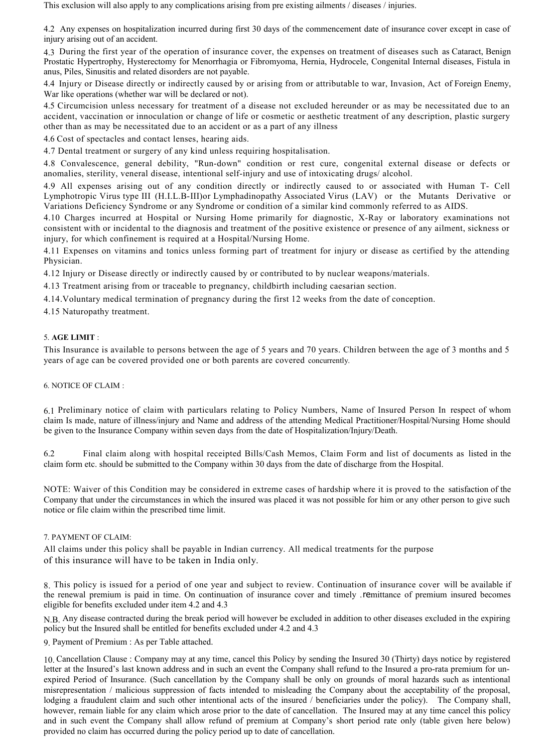This exclusion will also apply to any complications arising from pre existing ailments / diseases / injuries.

4.2 Any expenses on hospitalization incurred during first 30 days of the commencement date of insurance cover except in case of injury arising out of an accident.

4.3 During the first year of the operation of insurance cover, the expenses on treatment of diseases such as Cataract, Benign Prostatic Hypertrophy, Hysterectomy for Menorrhagia or Fibromyoma, Hernia, Hydrocele, Congenital Internal diseases, Fistula in anus, Piles, Sinusitis and related disorders are not payable.

4.4 Injury or Disease directly or indirectly caused by or arising from or attributable to war, Invasion, Act of Foreign Enemy, War like operations (whether war will be declared or not).

4.5 Circumcision unless necessary for treatment of a disease not excluded hereunder or as may be necessitated due to an accident, vaccination or innoculation or change of life or cosmetic or aesthetic treatment of any description, plastic surgery other than as may be necessitated due to an accident or as a part of any illness

4.6 Cost of spectacles and contact lenses, hearing aids.

4.7 Dental treatment or surgery of any kind unless requiring hospitalisation.

4.8 Convalescence, general debility, "Run-down" condition or rest cure, congenital external disease or defects or anomalies, sterility, veneral disease, intentional self-injury and use of intoxicating drugs/ alcohol.

4.9 All expenses arising out of any condition directly or indirectly caused to or associated with Human T- Cell Lymphotropic Virus type III (H.I.L.B-III)or Lymphadinopathy Associated Virus (LAV) or the Mutants Derivative or Variations Deficiency Syndrome or any Syndrome or condition of a similar kind commonly referred to as AIDS.

4.10 Charges incurred at Hospital or Nursing Home primarily for diagnostic, X-Ray or laboratory examinations not consistent with or incidental to the diagnosis and treatment of the positive existence or presence of any ailment, sickness or injury, for which confinement is required at a Hospital/Nursing Home.

4.11 Expenses on vitamins and tonics unless forming part of treatment for injury or disease as certified by the attending Physician.

4.12 Injury or Disease directly or indirectly caused by or contributed to by nuclear weapons/materials.

4.13 Treatment arising from or traceable to pregnancy, childbirth including caesarian section.

4.14.Voluntary medical termination of pregnancy during the first 12 weeks from the date of conception.

4.15 Naturopathy treatment.

5. **AGE LIMIT** :

This Insurance is available to persons between the age of 5 years and 70 years. Children between the age of 3 months and 5 years of age can be covered provided one or both parents are covered concurrently.

6. NOTICE OF CLAIM :

6.1 Preliminary notice of claim with particulars relating to Policy Numbers, Name of Insured Person In respect of whom claim Is made, nature of illness/injury and Name and address of the attending Medical Practitioner/Hospital/Nursing Home should be given to the Insurance Company within seven days from the date of Hospitalization/Injury/Death.

6.2 Final claim along with hospital receipted Bills/Cash Memos, Claim Form and list of documents as listed in the claim form etc. should be submitted to the Company within 30 days from the date of discharge from the Hospital.

NOTE: Waiver of this Condition may be considered in extreme cases of hardship where it is proved to the satisfaction of the Company that under the circumstances in which the insured was placed it was not possible for him or any other person to give such notice or file claim within the prescribed time limit.

7. PAYMENT OF CLAIM:

All claims under this policy shall be payable in Indian currency. All medical treatments for the purpose of this insurance will have to be taken in India only.

8. This policy is issued for a period of one year and subject to review. Continuation of insurance cover will be available if the renewal premium is paid in time. On continuation of insurance cover and timely .remittance of premium insured becomes eligible for benefits excluded under item 4.2 and 4.3

N.B. Any disease contracted during the break period will however be excluded in addition to other diseases excluded in the expiring policy but the Insured shall be entitled for benefits excluded under 4.2 and 4.3

9. Payment of Premium : As per Table attached.

10. Cancellation Clause : Company may at any time, cancel this Policy by sending the Insured 30 (Thirty) days notice by registered letter at the Insured's last known address and in such an event the Company shall refund to the Insured a pro-rata premium for un-expired Period of Insurance. (Such cancellation by the Company shall be only on grounds of moral hazards such as intentional misrepresentation / malicious suppression of facts intended to misleading the Company about the acceptability of the proposal, lodging a fraudulent claim and such other intentional acts of the insured / beneficiaries under the policy). The Company shall, however, remain liable for any claim which arose prior to the date of cancellation. The Insured may at any time cancel this policy and in such event the Company shall allow refund of premium at Company's short period rate only (table given here below) provided no claim has occurred during the policy period up to date of cancellation.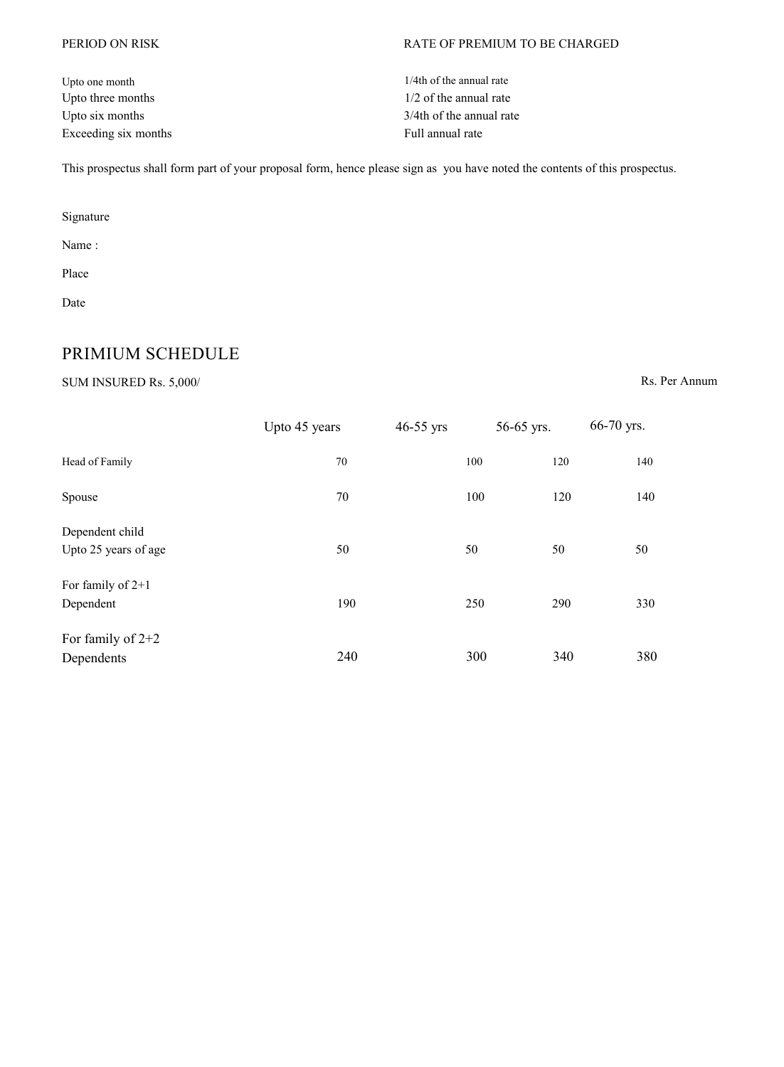| PERIOD ON RISK | RATE OF PREMIUM TO BE CHARGED |
|---|---|
| Upto one month | 1/4th of the annual rate |
| Upto three months | 1/2 of the annual rate |
| Upto six months | 3/4th of the annual rate |
| Exceeding six months | Full annual rate |

This prospectus shall form part of your proposal form, hence please sign as you have noted the contents of this prospectus.

Signature

Name :

Place

Date

## PRIMIUM SCHEDULE

SUM INSURED Rs. 5,000/

Rs. Per Annum

| | Upto 45 years | 46-55 yrs | 56-65 yrs. | 66-70 yrs. |
|---|---|---|---|---|
| Head of Family | 70 | 100 | 120 | 140 |
| Spouse | 70 | 100 | 120 | 140 |
| Dependent child Upto 25 years of age | 50 | 50 | 50 | 50 |
| For family of 2+1 Dependent | 190 | 250 | 290 | 330 |
| For family of 2+2 Dependents | 240 | 300 | 340 | 380 |